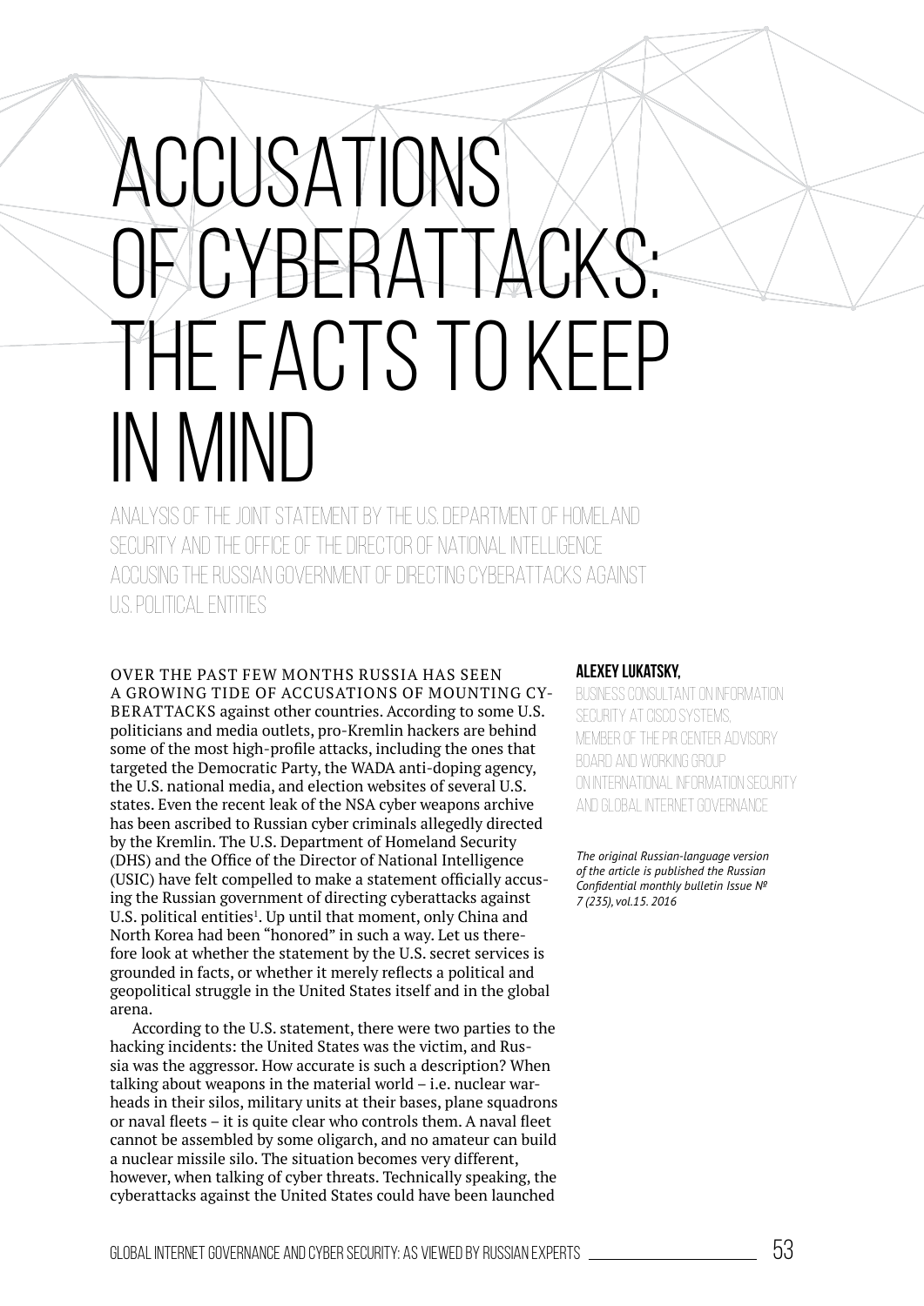# ACCUSATIONS OF CYBERATTACKS: THE FACTS TO KEEP IN MIND

## ANALYSIS OF THE JOINT STATEMENT BY THE U.S. DEPARTMENT OF HOMELAND SECURITY AND THE OFFICE OF THE DIRECTOR OF NATIONAL INTELLIGENCE ACCUSING THE RUSSIAN GOVERNMENT OF DIRECTING CYBERATTACKS AGAINST U.S. POLITICAL ENTITIES

**ALEXEY LUKATSKY,**

BUSINESS CONSULTANT ON INFORMATION SECURITY AT CISCO SYSTEMS, MEMBER OF THE PIR CENTER ADVISORY BOARD AND WORKING GROUP ON INTERNATIONAL INFORMATION SECURITY AND GLOBAL INTERNET GOVERNANCE

*The original Russian-language version of the article is published the Russian Confidential monthly bulletin Issue № 7 (235), vol.15. 2016*

OVER THE PAST FEW MONTHS RUSSIA HAS SEEN A GROWING TIDE OF ACCUSATIONS OF MOUNTING CYBERATTACKS against other countries. According to some U.S. politicians and media outlets, pro-Kremlin hackers are behind some of the most high-profile attacks, including the ones that targeted the Democratic Party, the WADA anti-doping agency, the U.S. national media, and election websites of several U.S. states. Even the recent leak of the NSA cyber weapons archive has been ascribed to Russian cyber criminals allegedly directed by the Kremlin. The U.S. Department of Homeland Security (DHS) and the Office of the Director of National Intelligence (USIC) have felt compelled to make a statement officially accusing the Russian government of directing cyberattacks against U.S. political entities[1]. Up until that moment, only China and North Korea had been "honored" in such a way. Let us therefore look at whether the statement by the U.S. secret services is grounded in facts, or whether it merely reflects a political and geopolitical struggle in the United States itself and in the global arena.

According to the U.S. statement, there were two parties to the hacking incidents: the United States was the victim, and Russia was the aggressor. How accurate is such a description? When talking about weapons in the material world – i.e. nuclear warheads in their silos, military units at their bases, plane squadrons or naval fleets – it is quite clear who controls them. A naval fleet cannot be assembled by some oligarch, and no amateur can build a nuclear missile silo. The situation becomes very different, however, when talking of cyber threats. Technically speaking, the cyberattacks against the United States could have been launched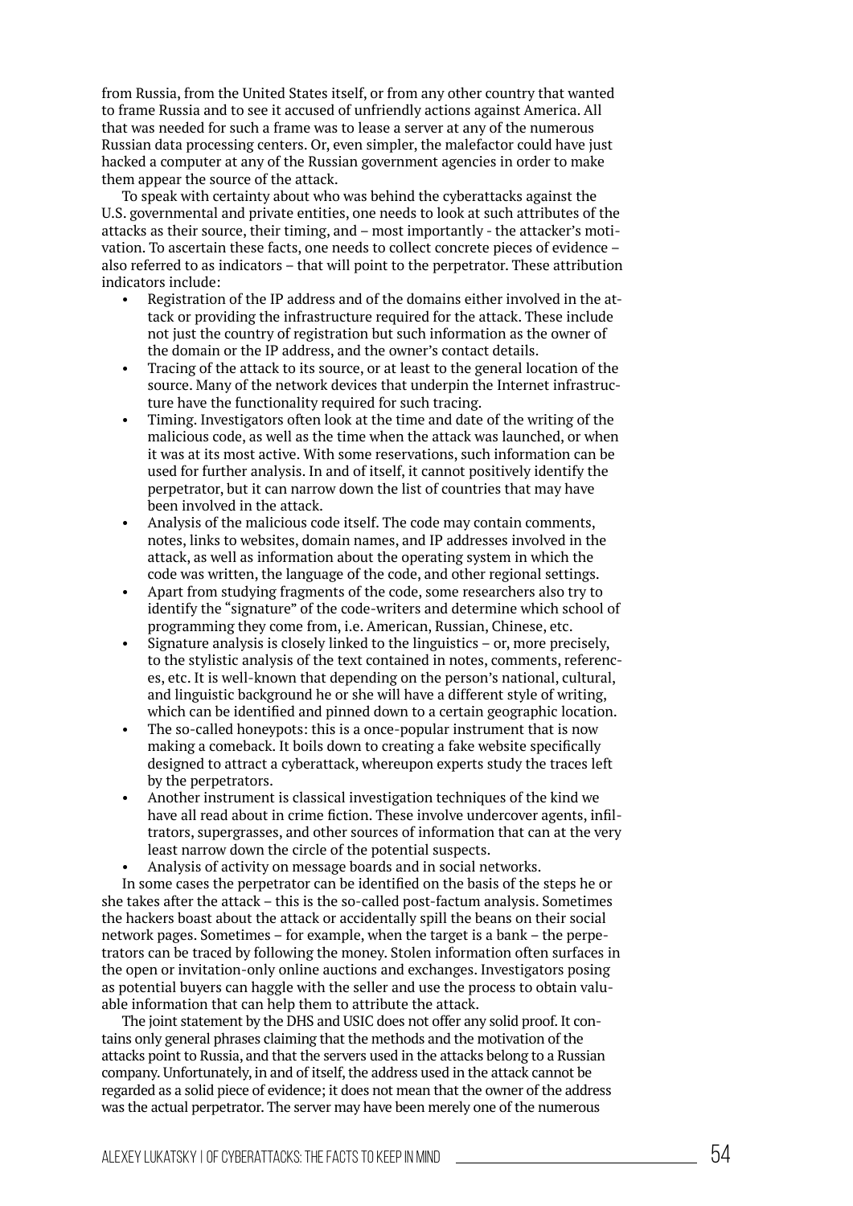from Russia, from the United States itself, or from any other country that wanted to frame Russia and to see it accused of unfriendly actions against America. All that was needed for such a frame was to lease a server at any of the numerous Russian data processing centers. Or, even simpler, the malefactor could have just hacked a computer at any of the Russian government agencies in order to make them appear the source of the attack.

To speak with certainty about who was behind the cyberattacks against the U.S. governmental and private entities, one needs to look at such attributes of the attacks as their source, their timing, and – most importantly - the attacker's motivation. To ascertain these facts, one needs to collect concrete pieces of evidence – also referred to as indicators – that will point to the perpetrator. These attribution indicators include:

- Registration of the IP address and of the domains either involved in the attack or providing the infrastructure required for the attack. These include not just the country of registration but such information as the owner of the domain or the IP address, and the owner's contact details.
- Tracing of the attack to its source, or at least to the general location of the source. Many of the network devices that underpin the Internet infrastructure have the functionality required for such tracing.
- Timing. Investigators often look at the time and date of the writing of the malicious code, as well as the time when the attack was launched, or when it was at its most active. With some reservations, such information can be used for further analysis. In and of itself, it cannot positively identify the perpetrator, but it can narrow down the list of countries that may have been involved in the attack.
- Analysis of the malicious code itself. The code may contain comments, notes, links to websites, domain names, and IP addresses involved in the attack, as well as information about the operating system in which the code was written, the language of the code, and other regional settings.
- Apart from studying fragments of the code, some researchers also try to identify the "signature" of the code-writers and determine which school of programming they come from, i.e. American, Russian, Chinese, etc.
- Signature analysis is closely linked to the linguistics – or, more precisely, to the stylistic analysis of the text contained in notes, comments, references, etc. It is well-known that depending on the person's national, cultural, and linguistic background he or she will have a different style of writing, which can be identified and pinned down to a certain geographic location.
- The so-called honeypots: this is a once-popular instrument that is now making a comeback. It boils down to creating a fake website specifically designed to attract a cyberattack, whereupon experts study the traces left by the perpetrators.
- Another instrument is classical investigation techniques of the kind we have all read about in crime fiction. These involve undercover agents, infiltrators, supergrasses, and other sources of information that can at the very least narrow down the circle of the potential suspects.
- Analysis of activity on message boards and in social networks.

In some cases the perpetrator can be identified on the basis of the steps he or she takes after the attack – this is the so-called post-factum analysis. Sometimes the hackers boast about the attack or accidentally spill the beans on their social network pages. Sometimes – for example, when the target is a bank – the perpetrators can be traced by following the money. Stolen information often surfaces in the open or invitation-only online auctions and exchanges. Investigators posing as potential buyers can haggle with the seller and use the process to obtain valuable information that can help them to attribute the attack.

The joint statement by the DHS and USIC does not offer any solid proof. It contains only general phrases claiming that the methods and the motivation of the attacks point to Russia, and that the servers used in the attacks belong to a Russian company. Unfortunately, in and of itself, the address used in the attack cannot be regarded as a solid piece of evidence; it does not mean that the owner of the address was the actual perpetrator. The server may have been merely one of the numerous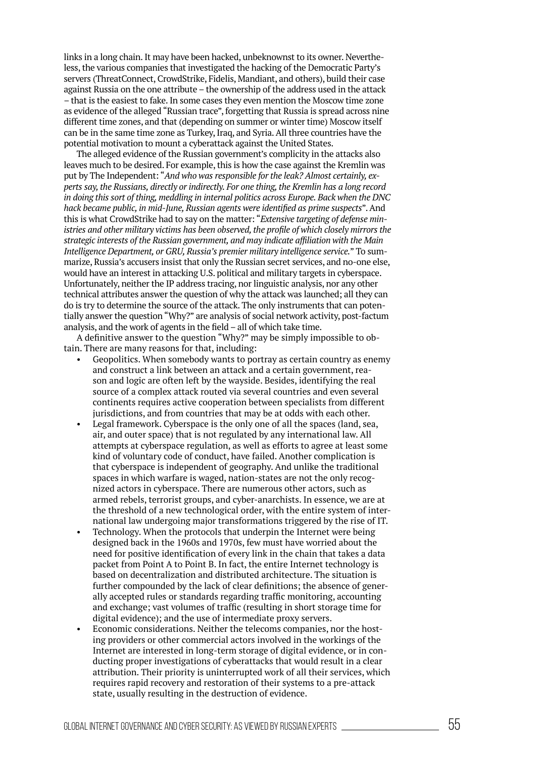links in a long chain. It may have been hacked, unbeknownst to its owner. Nevertheless, the various companies that investigated the hacking of the Democratic Party's servers (ThreatConnect, CrowdStrike, Fidelis, Mandiant, and others), build their case against Russia on the one attribute – the ownership of the address used in the attack – that is the easiest to fake. In some cases they even mention the Moscow time zone as evidence of the alleged "Russian trace", forgetting that Russia is spread across nine different time zones, and that (depending on summer or winter time) Moscow itself can be in the same time zone as Turkey, Iraq, and Syria. All three countries have the potential motivation to mount a cyberattack against the United States.

The alleged evidence of the Russian government's complicity in the attacks also leaves much to be desired. For example, this is how the case against the Kremlin was put by The Independent: "*And who was responsible for the leak? Almost certainly, experts say, the Russians, directly or indirectly. For one thing, the Kremlin has a long record in doing this sort of thing, meddling in internal politics across Europe. Back when the DNC hack became public, in mid-June, Russian agents were identified as prime suspects*". And this is what CrowdStrike had to say on the matter: "*Extensive targeting of defense ministries and other military victims has been observed, the profile of which closely mirrors the strategic interests of the Russian government, and may indicate affiliation with the Main Intelligence Department, or GRU, Russia's premier military intelligence service.*" To summarize, Russia's accusers insist that only the Russian secret services, and no-one else, would have an interest in attacking U.S. political and military targets in cyberspace. Unfortunately, neither the IP address tracing, nor linguistic analysis, nor any other technical attributes answer the question of why the attack was launched; all they can do is try to determine the source of the attack. The only instruments that can potentially answer the question "Why?" are analysis of social network activity, post-factum analysis, and the work of agents in the field – all of which take time.

A definitive answer to the question "Why?" may be simply impossible to obtain. There are many reasons for that, including:

- Geopolitics. When somebody wants to portray as certain country as enemy and construct a link between an attack and a certain government, reason and logic are often left by the wayside. Besides, identifying the real source of a complex attack routed via several countries and even several continents requires active cooperation between specialists from different jurisdictions, and from countries that may be at odds with each other.
- Legal framework. Cyberspace is the only one of all the spaces (land, sea, air, and outer space) that is not regulated by any international law. All attempts at cyberspace regulation, as well as efforts to agree at least some kind of voluntary code of conduct, have failed. Another complication is that cyberspace is independent of geography. And unlike the traditional spaces in which warfare is waged, nation-states are not the only recognized actors in cyberspace. There are numerous other actors, such as armed rebels, terrorist groups, and cyber-anarchists. In essence, we are at the threshold of a new technological order, with the entire system of international law undergoing major transformations triggered by the rise of IT.
- Technology. When the protocols that underpin the Internet were being designed back in the 1960s and 1970s, few must have worried about the need for positive identification of every link in the chain that takes a data packet from Point A to Point B. In fact, the entire Internet technology is based on decentralization and distributed architecture. The situation is further compounded by the lack of clear definitions; the absence of generally accepted rules or standards regarding traffic monitoring, accounting and exchange; vast volumes of traffic (resulting in short storage time for digital evidence); and the use of intermediate proxy servers.
- Economic considerations. Neither the telecoms companies, nor the hosting providers or other commercial actors involved in the workings of the Internet are interested in long-term storage of digital evidence, or in conducting proper investigations of cyberattacks that would result in a clear attribution. Their priority is uninterrupted work of all their services, which requires rapid recovery and restoration of their systems to a pre-attack state, usually resulting in the destruction of evidence.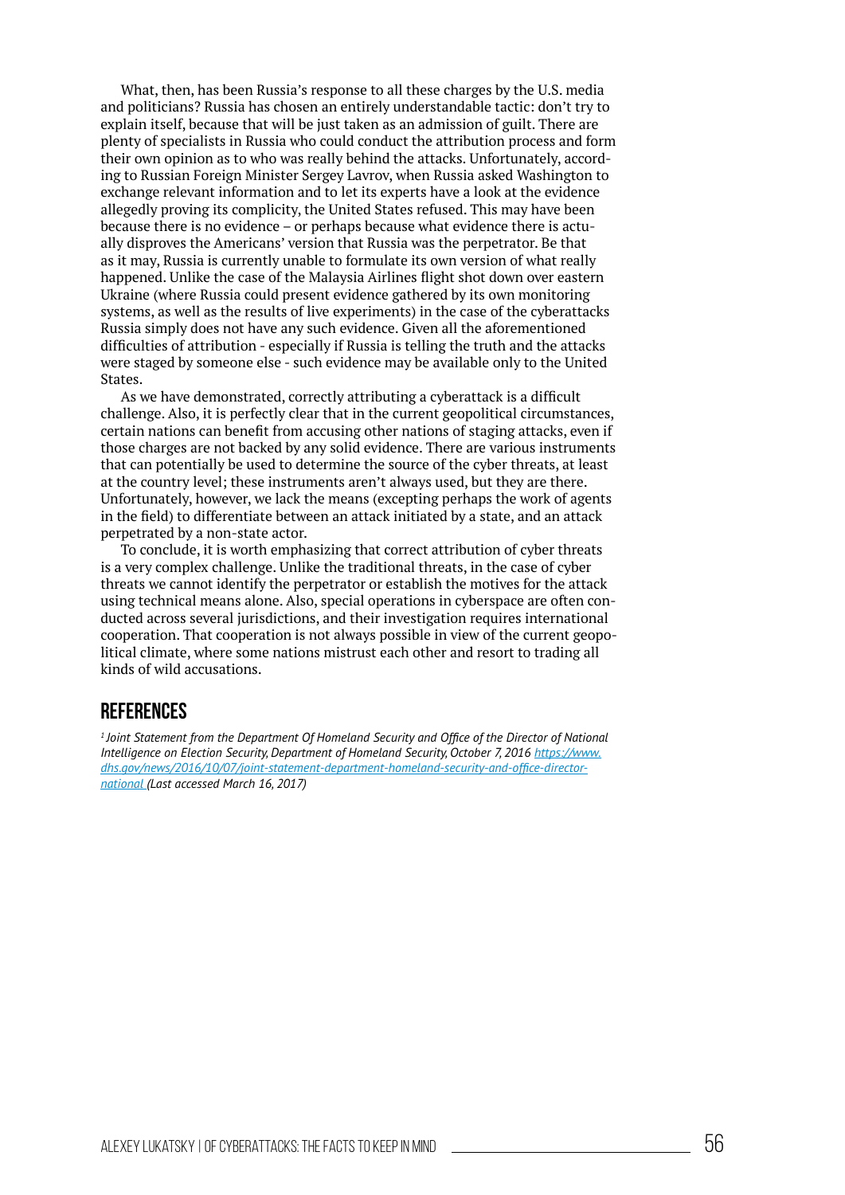What, then, has been Russia's response to all these charges by the U.S. media and politicians? Russia has chosen an entirely understandable tactic: don't try to explain itself, because that will be just taken as an admission of guilt. There are plenty of specialists in Russia who could conduct the attribution process and form their own opinion as to who was really behind the attacks. Unfortunately, according to Russian Foreign Minister Sergey Lavrov, when Russia asked Washington to exchange relevant information and to let its experts have a look at the evidence allegedly proving its complicity, the United States refused. This may have been because there is no evidence – or perhaps because what evidence there is actually disproves the Americans' version that Russia was the perpetrator. Be that as it may, Russia is currently unable to formulate its own version of what really happened. Unlike the case of the Malaysia Airlines flight shot down over eastern Ukraine (where Russia could present evidence gathered by its own monitoring systems, as well as the results of live experiments) in the case of the cyberattacks Russia simply does not have any such evidence. Given all the aforementioned difficulties of attribution - especially if Russia is telling the truth and the attacks were staged by someone else - such evidence may be available only to the United States.

As we have demonstrated, correctly attributing a cyberattack is a difficult challenge. Also, it is perfectly clear that in the current geopolitical circumstances, certain nations can benefit from accusing other nations of staging attacks, even if those charges are not backed by any solid evidence. There are various instruments that can potentially be used to determine the source of the cyber threats, at least at the country level; these instruments aren't always used, but they are there. Unfortunately, however, we lack the means (excepting perhaps the work of agents in the field) to differentiate between an attack initiated by a state, and an attack perpetrated by a non-state actor.

To conclude, it is worth emphasizing that correct attribution of cyber threats is a very complex challenge. Unlike the traditional threats, in the case of cyber threats we cannot identify the perpetrator or establish the motives for the attack using technical means alone. Also, special operations in cyberspace are often conducted across several jurisdictions, and their investigation requires international cooperation. That cooperation is not always possible in view of the current geopolitical climate, where some nations mistrust each other and resort to trading all kinds of wild accusations.

## REFERENCES

[1] *Joint Statement from the Department Of Homeland Security and Office of the Director of National Intelligence on Election Security, Department of Homeland Security, October 7, 2016* https://www.dhs.gov/news/2016/10/07/joint-statement-department-homeland-security-and-office-director-national *(Last accessed March 16, 2017)*